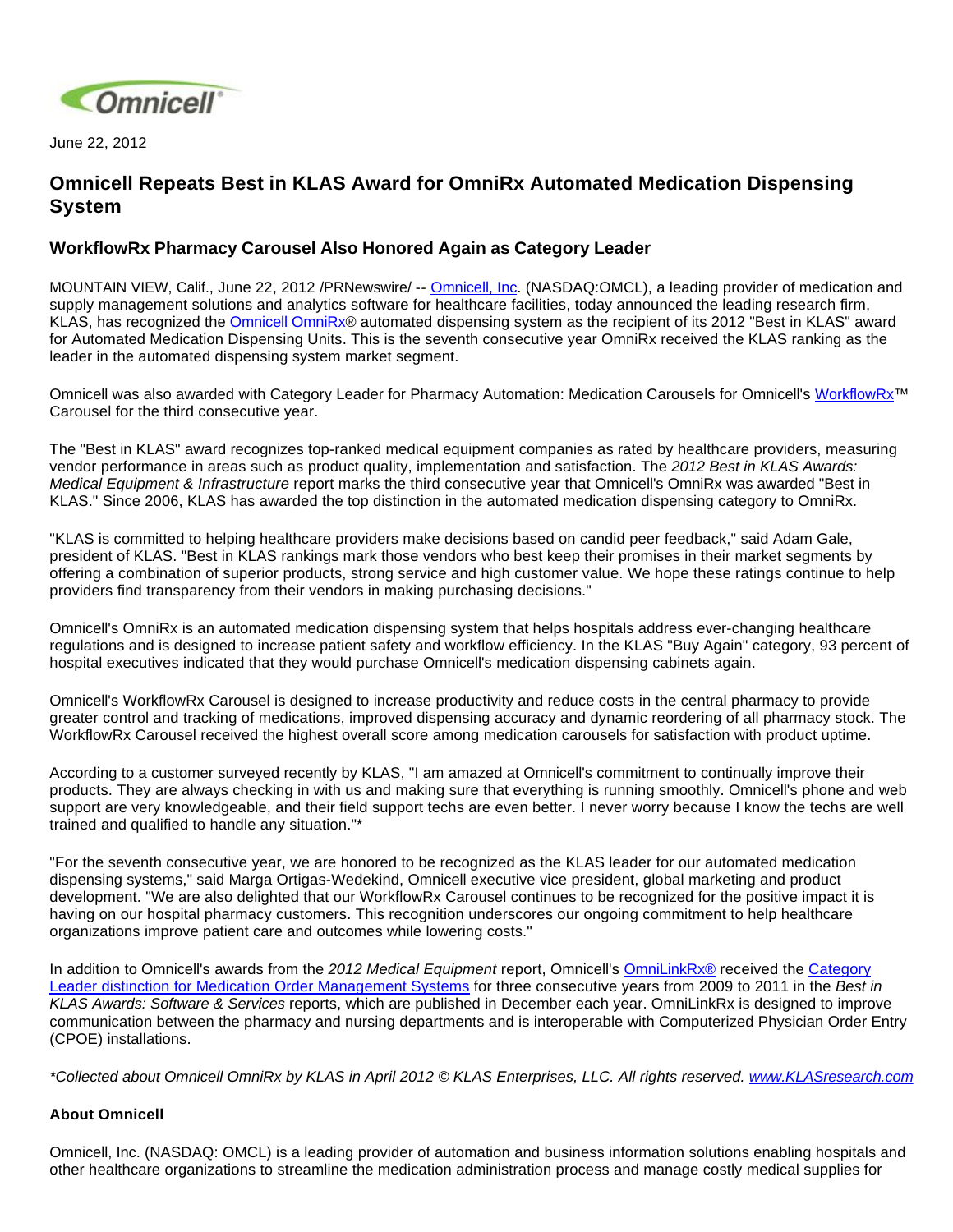June 22, 2012

# Omnicell Repeats Best in KLAS Award for OmniRx Automated Medication Dispensing System

## WorkflowRx Pharmacy Carousel Also Honored Again as Category Leader

MOUNTAIN VIEW, Calif., June 22, 2012 /PRNewswire/ -- Omnicell, Inc. (NASDAQ:OMCL), a leading provider of medication and supply management solutions and analytics software for healthcare facilities, today announced the leading research firm, KLAS, has recognized the Omnicell OmniRx® automated dispensing system as the recipient of its 2012 "Best in KLAS" award for Automated Medication Dispensing Units. This is the seventh consecutive year OmniRx received the KLAS ranking as the leader in the automated dispensing system market segment.

Omnicell was also awarded with Category Leader for Pharmacy Automation: Medication Carousels for Omnicell's WorkflowRx™ Carousel for the third consecutive year.

The "Best in KLAS" award recognizes top-ranked medical equipment companies as rated by healthcare providers, measuring vendor performance in areas such as product quality, implementation and satisfaction. The *2012 Best in KLAS Awards: Medical Equipment & Infrastructure* report marks the third consecutive year that Omnicell's OmniRx was awarded "Best in KLAS." Since 2006, KLAS has awarded the top distinction in the automated medication dispensing category to OmniRx.

"KLAS is committed to helping healthcare providers make decisions based on candid peer feedback," said Adam Gale, president of KLAS. "Best in KLAS rankings mark those vendors who best keep their promises in their market segments by offering a combination of superior products, strong service and high customer value. We hope these ratings continue to help providers find transparency from their vendors in making purchasing decisions."

Omnicell's OmniRx is an automated medication dispensing system that helps hospitals address ever-changing healthcare regulations and is designed to increase patient safety and workflow efficiency. In the KLAS "Buy Again" category, 93 percent of hospital executives indicated that they would purchase Omnicell's medication dispensing cabinets again.

Omnicell's WorkflowRx Carousel is designed to increase productivity and reduce costs in the central pharmacy to provide greater control and tracking of medications, improved dispensing accuracy and dynamic reordering of all pharmacy stock. The WorkflowRx Carousel received the highest overall score among medication carousels for satisfaction with product uptime.

According to a customer surveyed recently by KLAS, "I am amazed at Omnicell's commitment to continually improve their products. They are always checking in with us and making sure that everything is running smoothly. Omnicell's phone and web support are very knowledgeable, and their field support techs are even better. I never worry because I know the techs are well trained and qualified to handle any situation."*

"For the seventh consecutive year, we are honored to be recognized as the KLAS leader for our automated medication dispensing systems," said Marga Ortigas-Wedekind, Omnicell executive vice president, global marketing and product development. "We are also delighted that our WorkflowRx Carousel continues to be recognized for the positive impact it is having on our hospital pharmacy customers. This recognition underscores our ongoing commitment to help healthcare organizations improve patient care and outcomes while lowering costs."

In addition to Omnicell's awards from the *2012 Medical Equipment* report, Omnicell's OmniLinkRx® received the Category Leader distinction for Medication Order Management Systems for three consecutive years from 2009 to 2011 in the *Best in KLAS Awards: Software & Services* reports, which are published in December each year. OmniLinkRx is designed to improve communication between the pharmacy and nursing departments and is interoperable with Computerized Physician Order Entry (CPOE) installations.

*\*Collected about Omnicell OmniRx by KLAS in April 2012 © KLAS Enterprises, LLC. All rights reserved. www.KLASresearch.com*

**About Omnicell**

Omnicell, Inc. (NASDAQ: OMCL) is a leading provider of automation and business information solutions enabling hospitals and other healthcare organizations to streamline the medication administration process and manage costly medical supplies for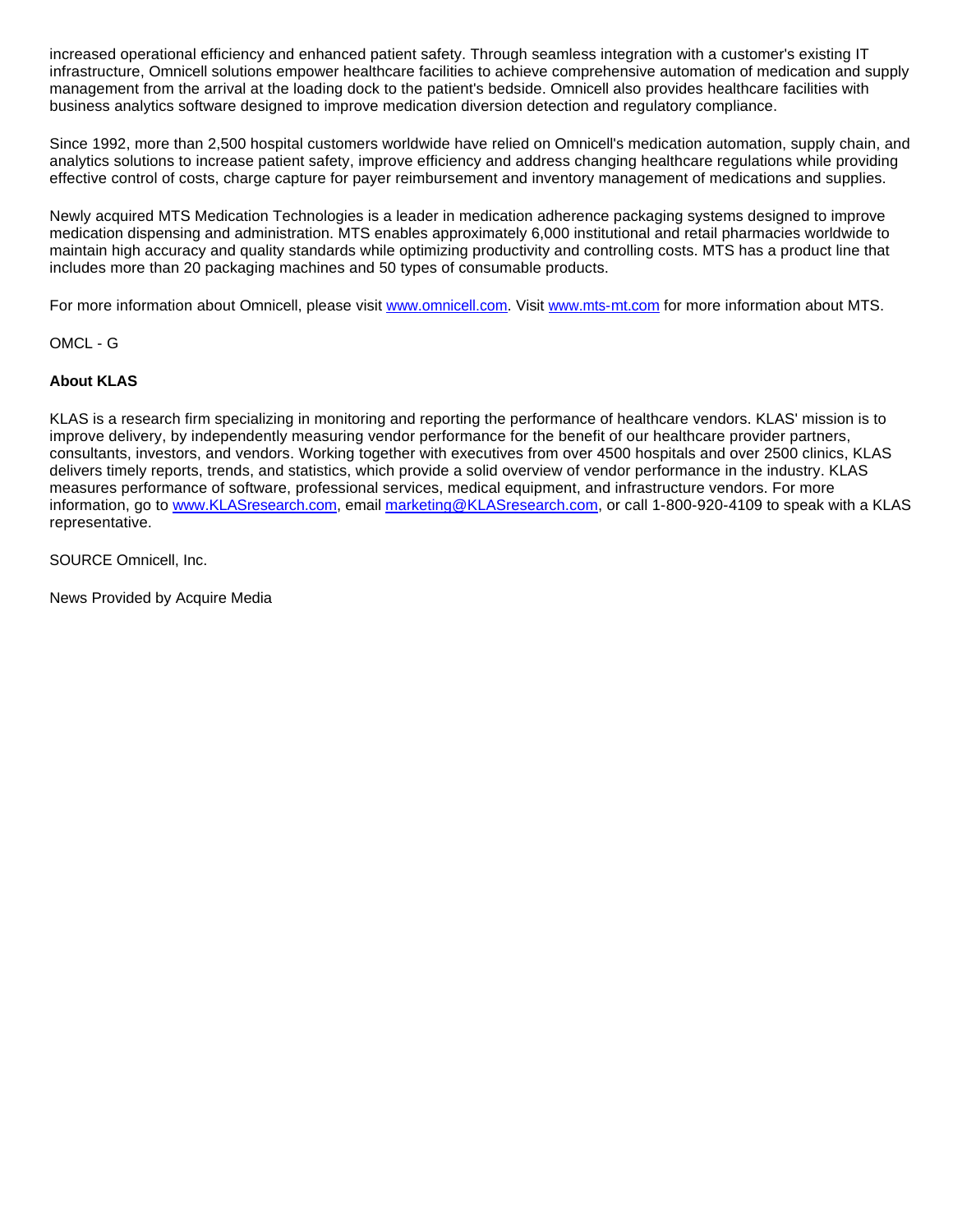increased operational efficiency and enhanced patient safety. Through seamless integration with a customer's existing IT infrastructure, Omnicell solutions empower healthcare facilities to achieve comprehensive automation of medication and supply management from the arrival at the loading dock to the patient's bedside. Omnicell also provides healthcare facilities with business analytics software designed to improve medication diversion detection and regulatory compliance.

Since 1992, more than 2,500 hospital customers worldwide have relied on Omnicell's medication automation, supply chain, and analytics solutions to increase patient safety, improve efficiency and address changing healthcare regulations while providing effective control of costs, charge capture for payer reimbursement and inventory management of medications and supplies.

Newly acquired MTS Medication Technologies is a leader in medication adherence packaging systems designed to improve medication dispensing and administration. MTS enables approximately 6,000 institutional and retail pharmacies worldwide to maintain high accuracy and quality standards while optimizing productivity and controlling costs. MTS has a product line that includes more than 20 packaging machines and 50 types of consumable products.

For more information about Omnicell, please visit www.omnicell.com. Visit www.mts-mt.com for more information about MTS.

OMCL - G

**About KLAS**

KLAS is a research firm specializing in monitoring and reporting the performance of healthcare vendors. KLAS' mission is to improve delivery, by independently measuring vendor performance for the benefit of our healthcare provider partners, consultants, investors, and vendors. Working together with executives from over 4500 hospitals and over 2500 clinics, KLAS delivers timely reports, trends, and statistics, which provide a solid overview of vendor performance in the industry. KLAS measures performance of software, professional services, medical equipment, and infrastructure vendors. For more information, go to www.KLASresearch.com, email marketing@KLASresearch.com, or call 1-800-920-4109 to speak with a KLAS representative.

SOURCE Omnicell, Inc.

News Provided by Acquire Media